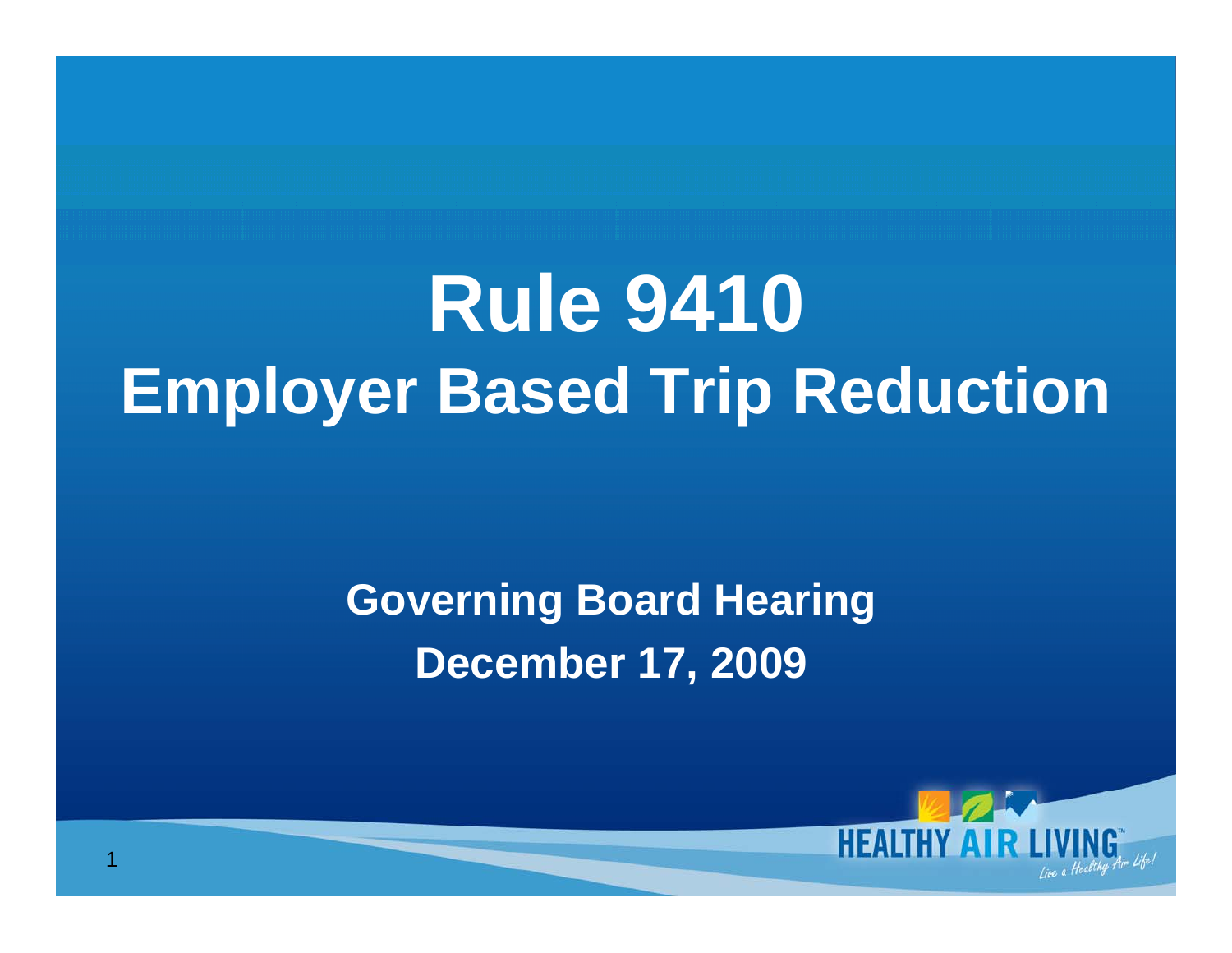# Rule 9410
## Employer Based Trip Reduction

**Governing Board Hearing**
**December 17, 2009**

HEALTHY AIR LIVING™
*Live a Healthy Air Life!*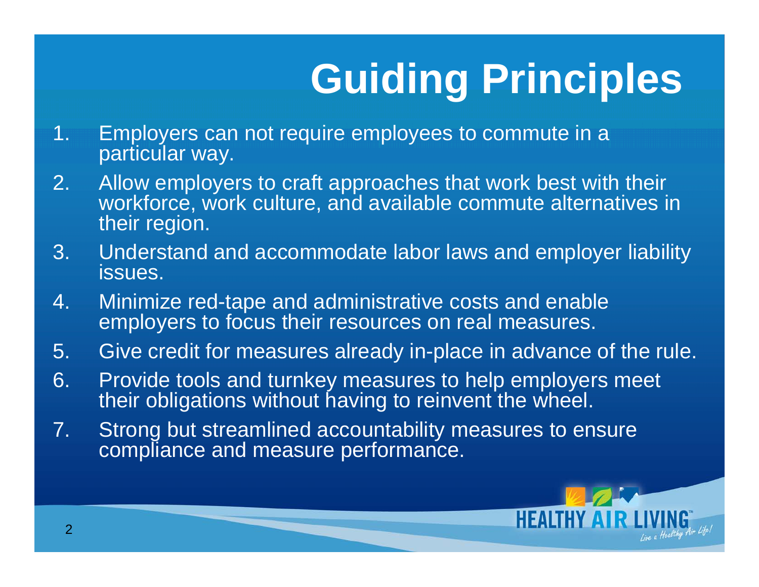# Guiding Principles

1. Employers can not require employees to commute in a particular way.
2. Allow employers to craft approaches that work best with their workforce, work culture, and available commute alternatives in their region.
3. Understand and accommodate labor laws and employer liability issues.
4. Minimize red-tape and administrative costs and enable employers to focus their resources on real measures.
5. Give credit for measures already in-place in advance of the rule.
6. Provide tools and turnkey measures to help employers meet their obligations without having to reinvent the wheel.
7. Strong but streamlined accountability measures to ensure compliance and measure performance.

HEALTHY AIR LIVING™ *Live a Healthy Air Life!*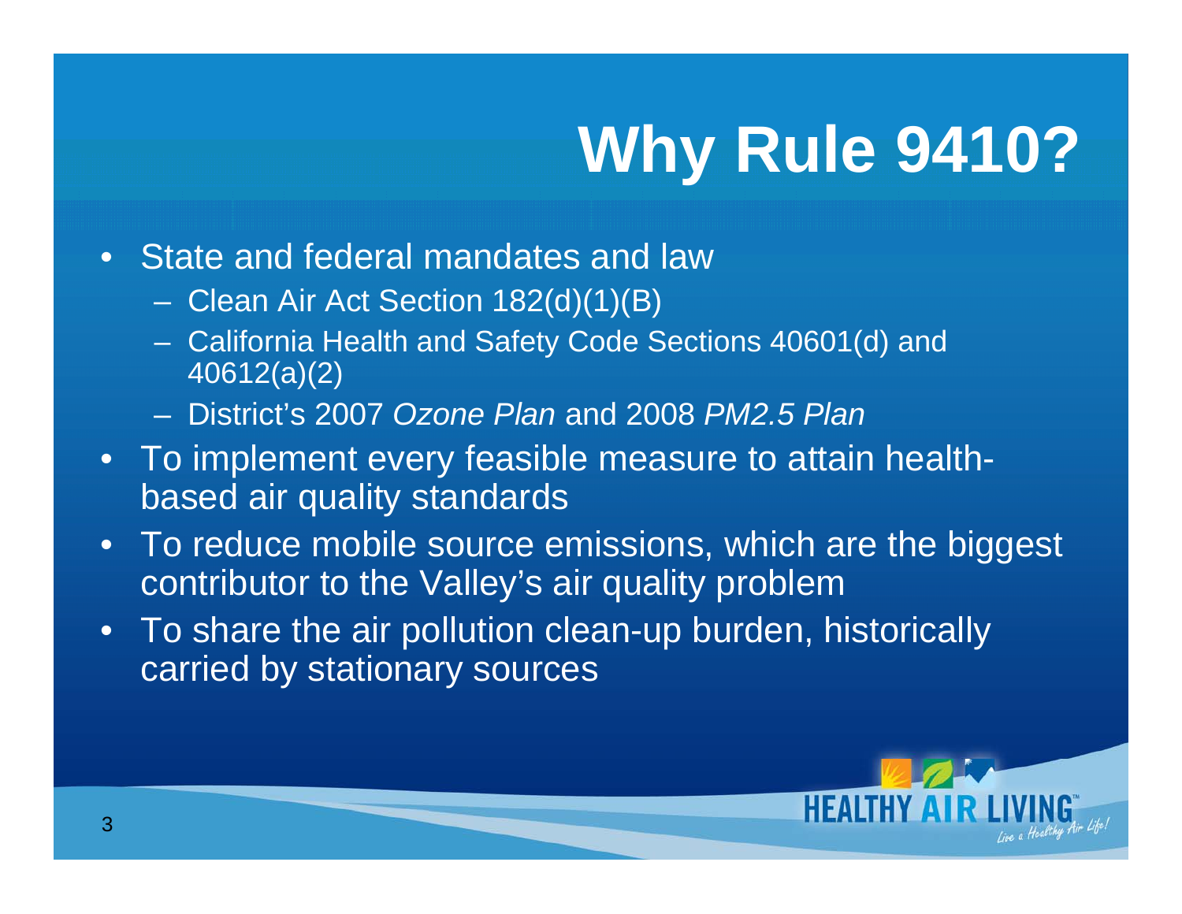# Why Rule 9410?

- State and federal mandates and law
  - Clean Air Act Section 182(d)(1)(B)
  - California Health and Safety Code Sections 40601(d) and 40612(a)(2)
  - District's 2007 *Ozone Plan* and 2008 *PM2.5 Plan*
- To implement every feasible measure to attain health-based air quality standards
- To reduce mobile source emissions, which are the biggest contributor to the Valley's air quality problem
- To share the air pollution clean-up burden, historically carried by stationary sources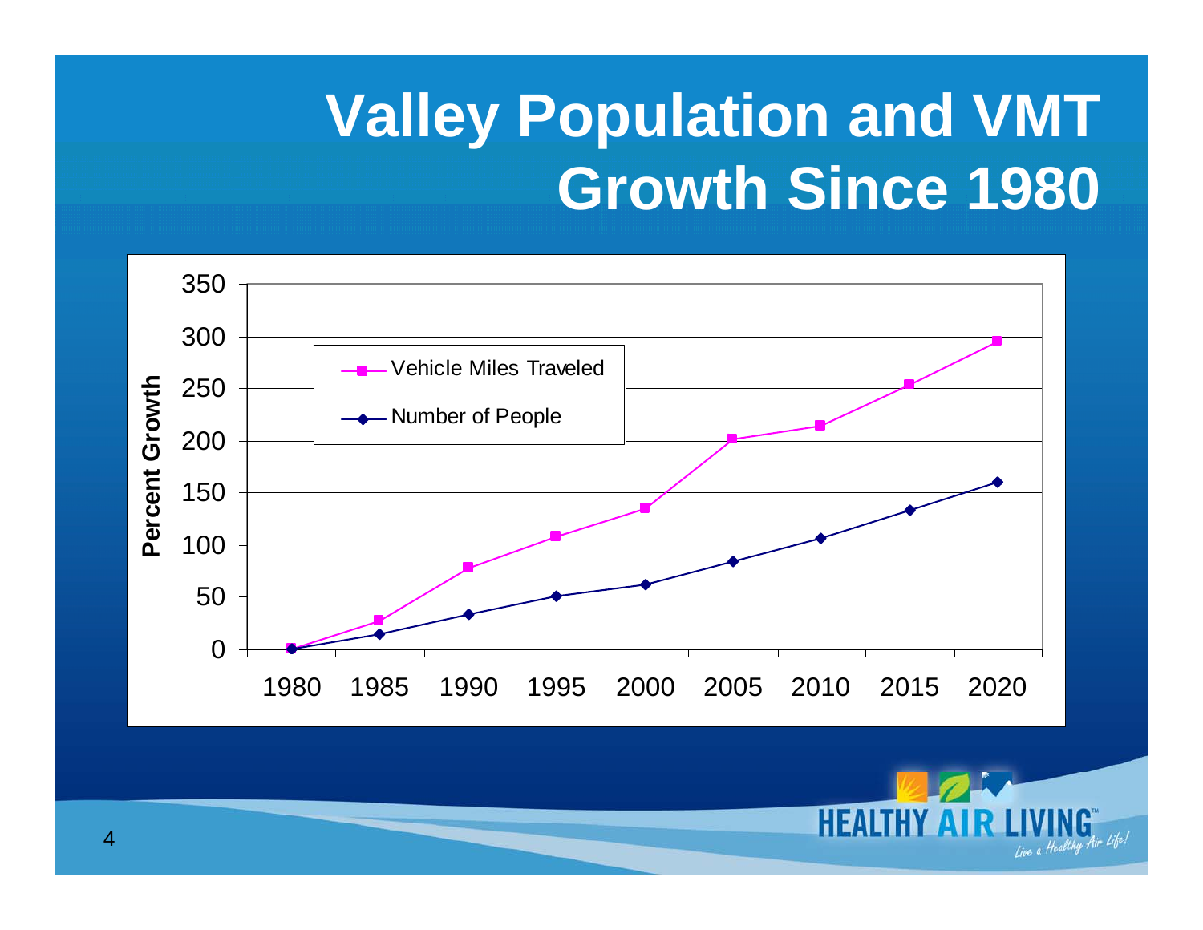# Valley Population and VMT Growth Since 1980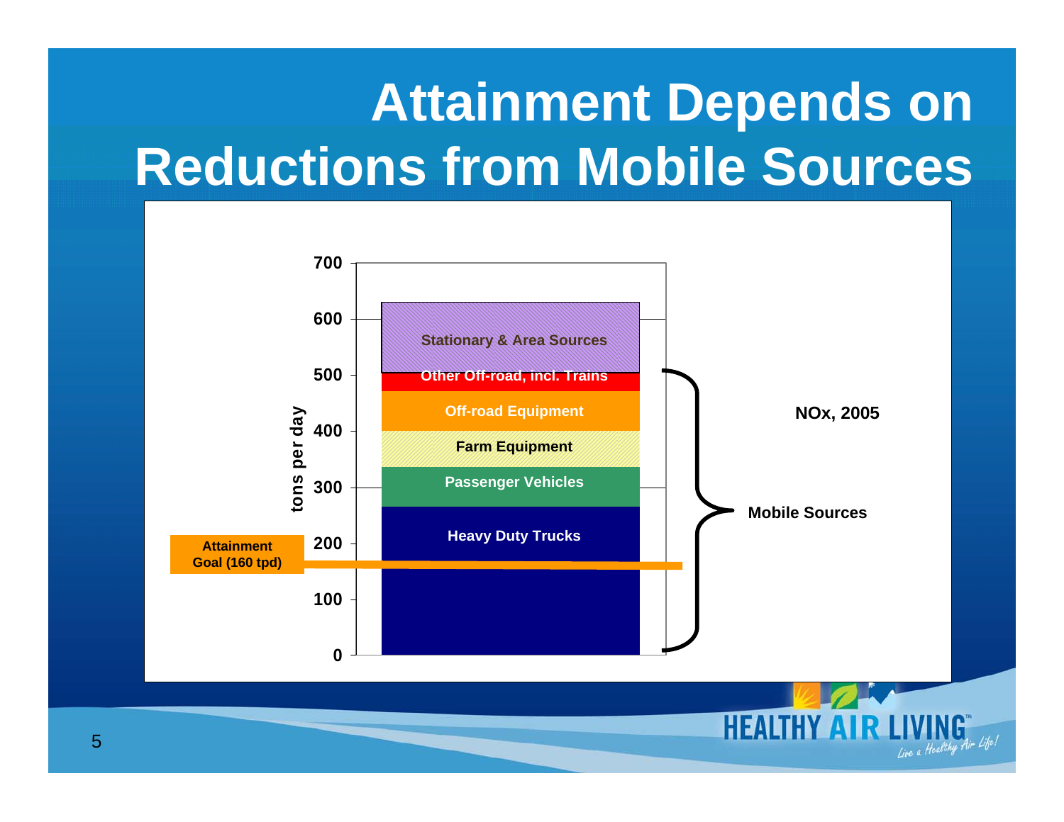# Attainment Depends on Reductions from Mobile Sources

tons per day

700
600
500
400
300
200
100
0

Stationary & Area Sources

Other Off-road, incl. Trains

Off-road Equipment

Farm Equipment

Passenger Vehicles

Heavy Duty Trucks

Attainment Goal (160 tpd)

NOx, 2005

Mobile Sources

HEALTHY AIR LIVING™ *Live a Healthy Air Life!*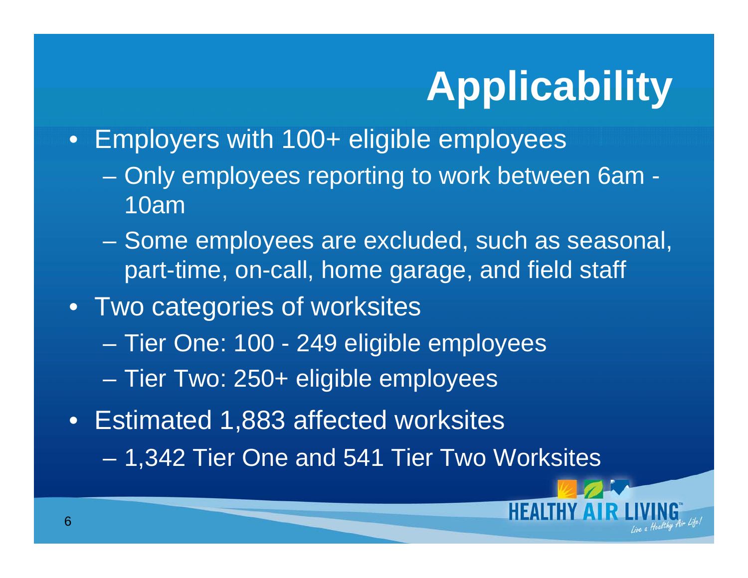# Applicability

- Employers with 100+ eligible employees
  - Only employees reporting to work between 6am - 10am
  - Some employees are excluded, such as seasonal, part-time, on-call, home garage, and field staff
- Two categories of worksites
  - Tier One: 100 - 249 eligible employees
  - Tier Two: 250+ eligible employees
- Estimated 1,883 affected worksites
  - 1,342 Tier One and 541 Tier Two Worksites

HEALTHY AIR LIVING™
*Live a Healthy Air Life!*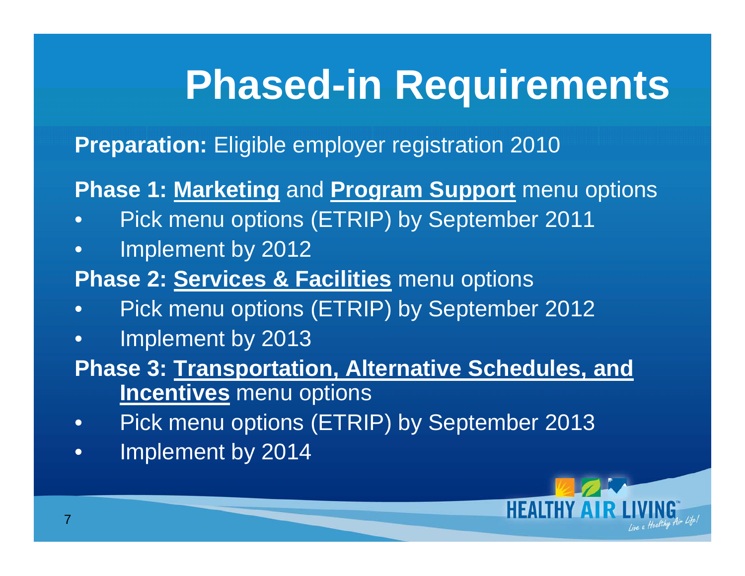# Phased-in Requirements

**Preparation:** Eligible employer registration 2010

**Phase 1:** **Marketing** and **Program Support** menu options

- Pick menu options (ETRIP) by September 2011
- Implement by 2012

**Phase 2:** **Services & Facilities** menu options

- Pick menu options (ETRIP) by September 2012
- Implement by 2013

**Phase 3:** **Transportation, Alternative Schedules, and Incentives** menu options

- Pick menu options (ETRIP) by September 2013
- Implement by 2014

HEALTHY AIR LIVING™ *Live a Healthy Air Life!*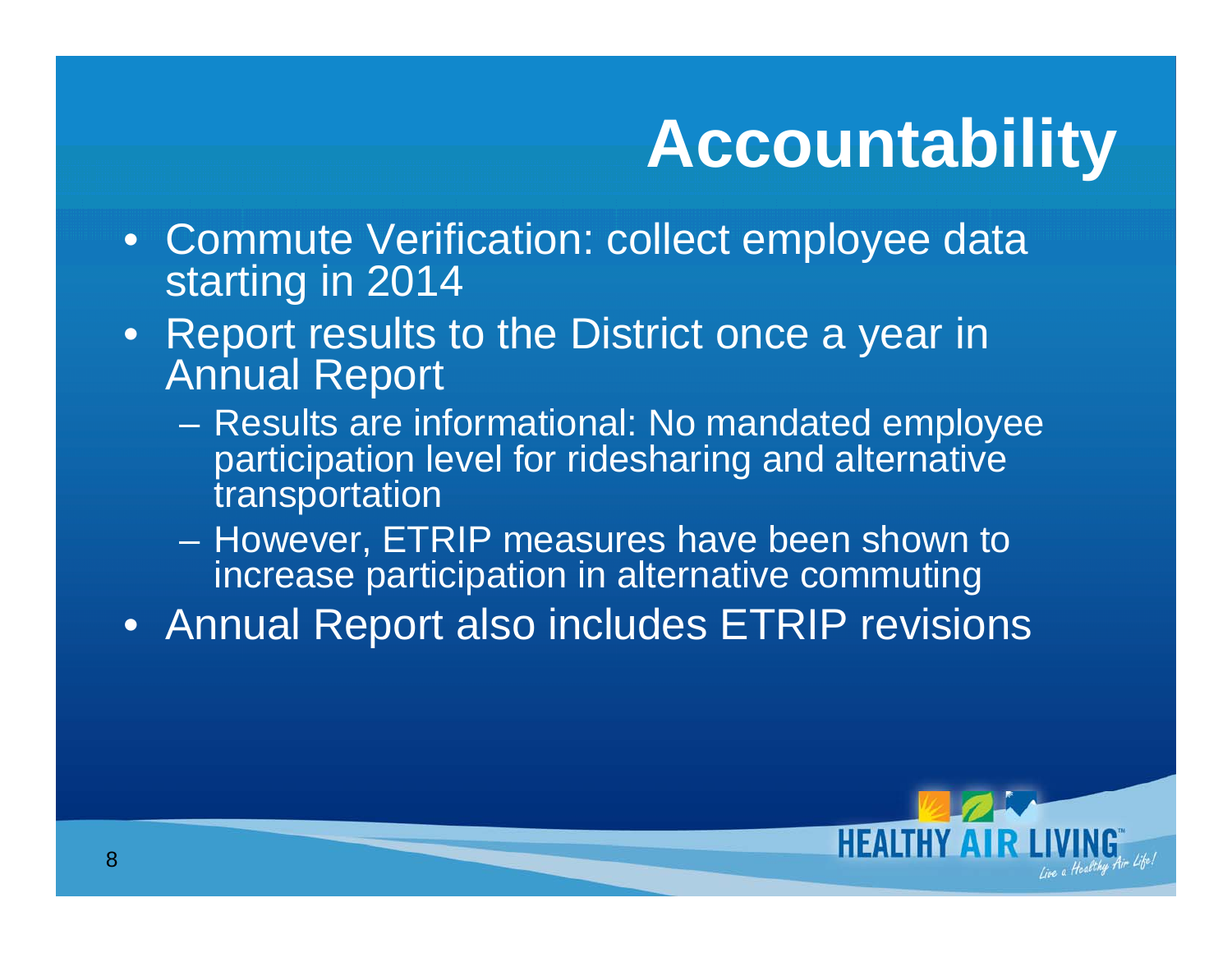# Accountability

- Commute Verification: collect employee data starting in 2014
- Report results to the District once a year in Annual Report
  - Results are informational: No mandated employee participation level for ridesharing and alternative transportation
  - However, ETRIP measures have been shown to increase participation in alternative commuting
- Annual Report also includes ETRIP revisions

HEALTHY AIR LIVING™ *Live a Healthy Air Life!*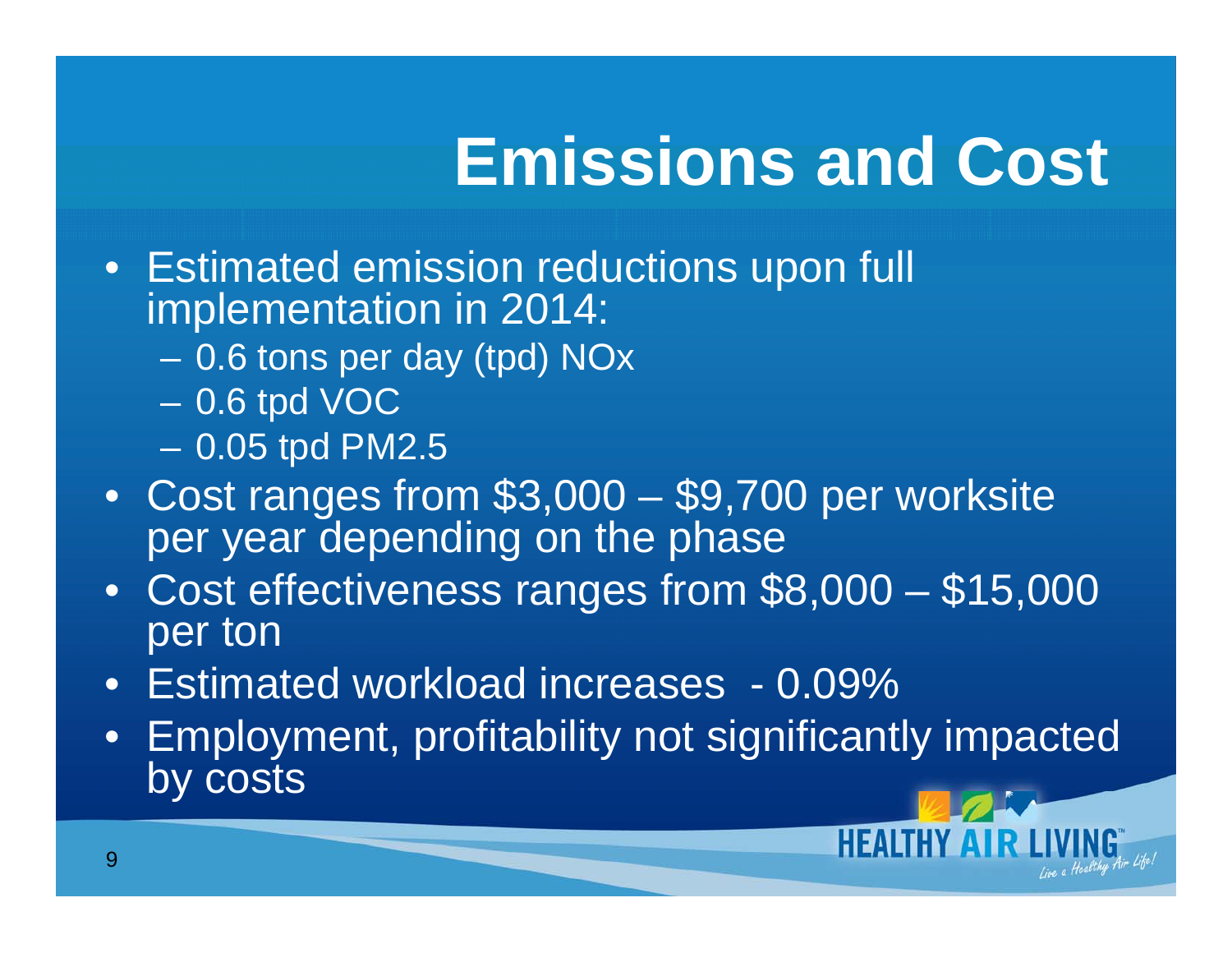# Emissions and Cost

- Estimated emission reductions upon full implementation in 2014:
  - 0.6 tons per day (tpd) $NO_x$
  - 0.6 tpd VOC
  - 0.05 tpd $PM_{2.5}$
- Cost ranges from $3,000 – $9,700 per worksite per year depending on the phase
- Cost effectiveness ranges from $8,000 – $15,000 per ton
- Estimated workload increases - 0.09%
- Employment, profitability not significantly impacted by costs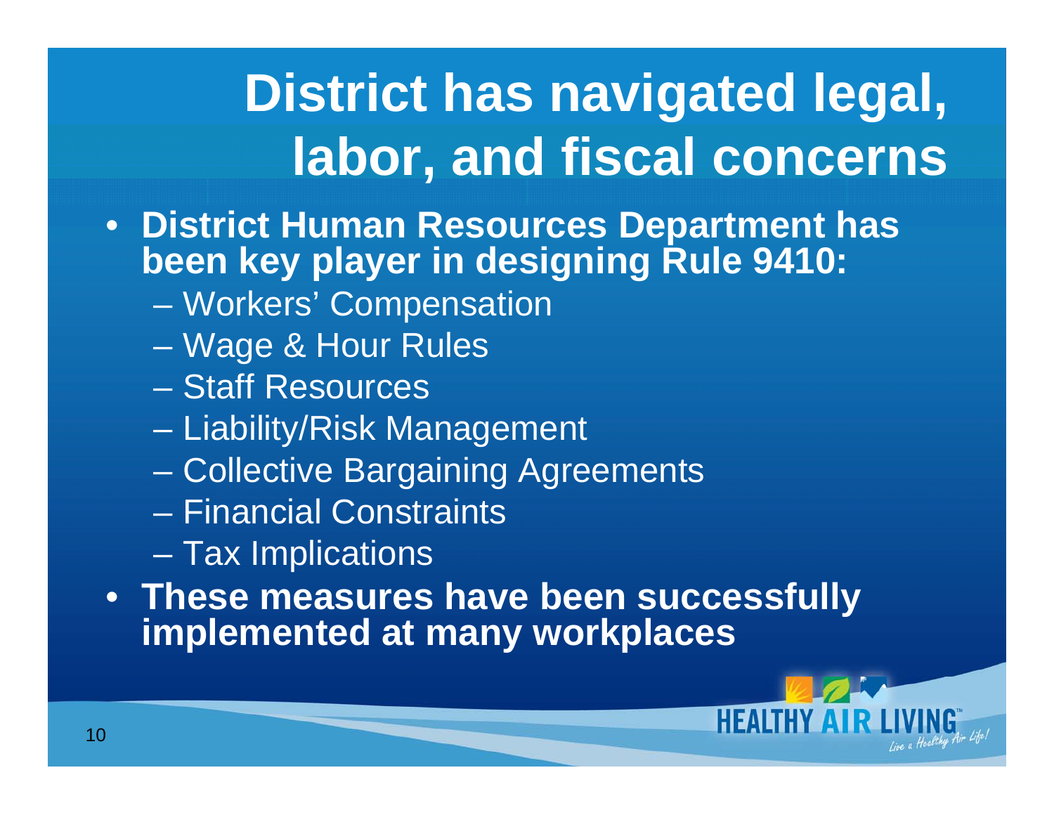# District has navigated legal, labor, and fiscal concerns

- **District Human Resources Department has been key player in designing Rule 9410:**
  - Workers' Compensation
  - Wage & Hour Rules
  - Staff Resources
  - Liability/Risk Management
  - Collective Bargaining Agreements
  - Financial Constraints
  - Tax Implications
- **These measures have been successfully implemented at many workplaces**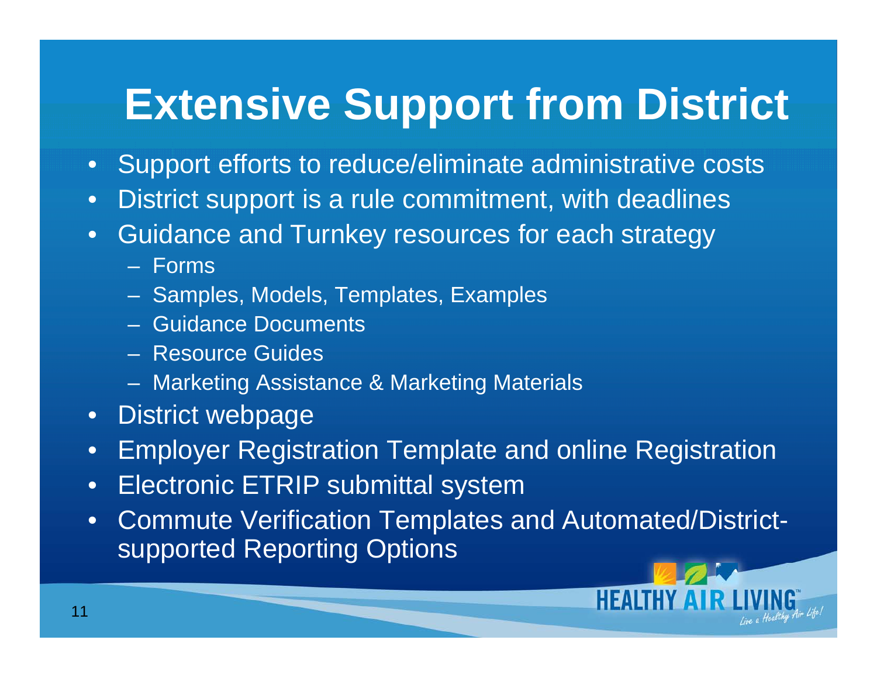# Extensive Support from District

- Support efforts to reduce/eliminate administrative costs
- District support is a rule commitment, with deadlines
- Guidance and Turnkey resources for each strategy
  - Forms
  - Samples, Models, Templates, Examples
  - Guidance Documents
  - Resource Guides
  - Marketing Assistance & Marketing Materials
- District webpage
- Employer Registration Template and online Registration
- Electronic ETRIP submittal system
- Commute Verification Templates and Automated/District-supported Reporting Options

HEALTHY AIR LIVING™ Live a Healthy Air Life!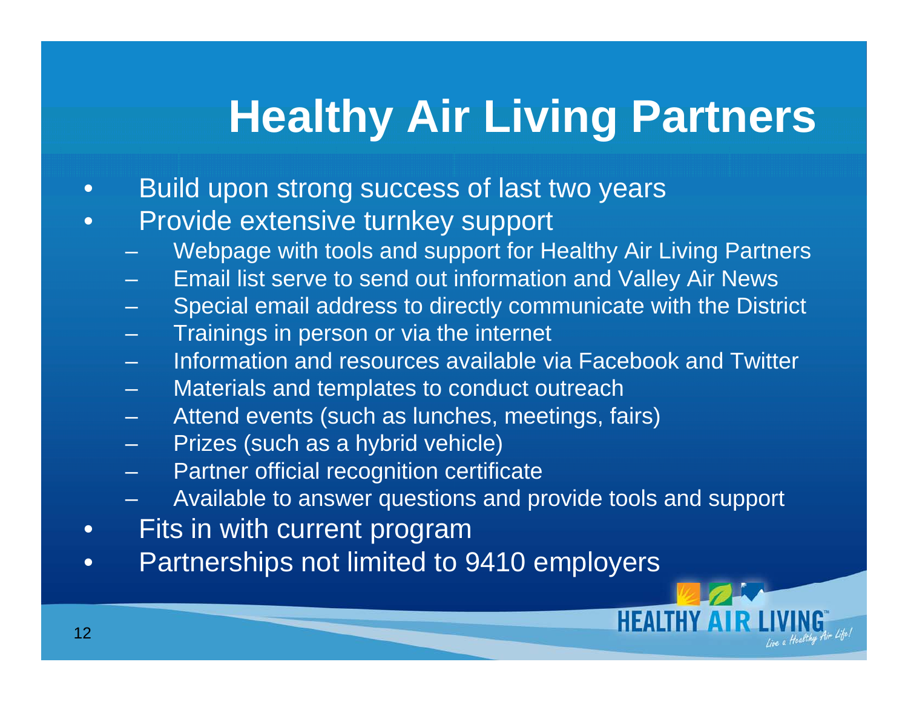# Healthy Air Living Partners

- Build upon strong success of last two years
- Provide extensive turnkey support
  - Webpage with tools and support for Healthy Air Living Partners
  - Email list serve to send out information and Valley Air News
  - Special email address to directly communicate with the District
  - Trainings in person or via the internet
  - Information and resources available via Facebook and Twitter
  - Materials and templates to conduct outreach
  - Attend events (such as lunches, meetings, fairs)
  - Prizes (such as a hybrid vehicle)
  - Partner official recognition certificate
  - Available to answer questions and provide tools and support
- Fits in with current program
- Partnerships not limited to 9410 employers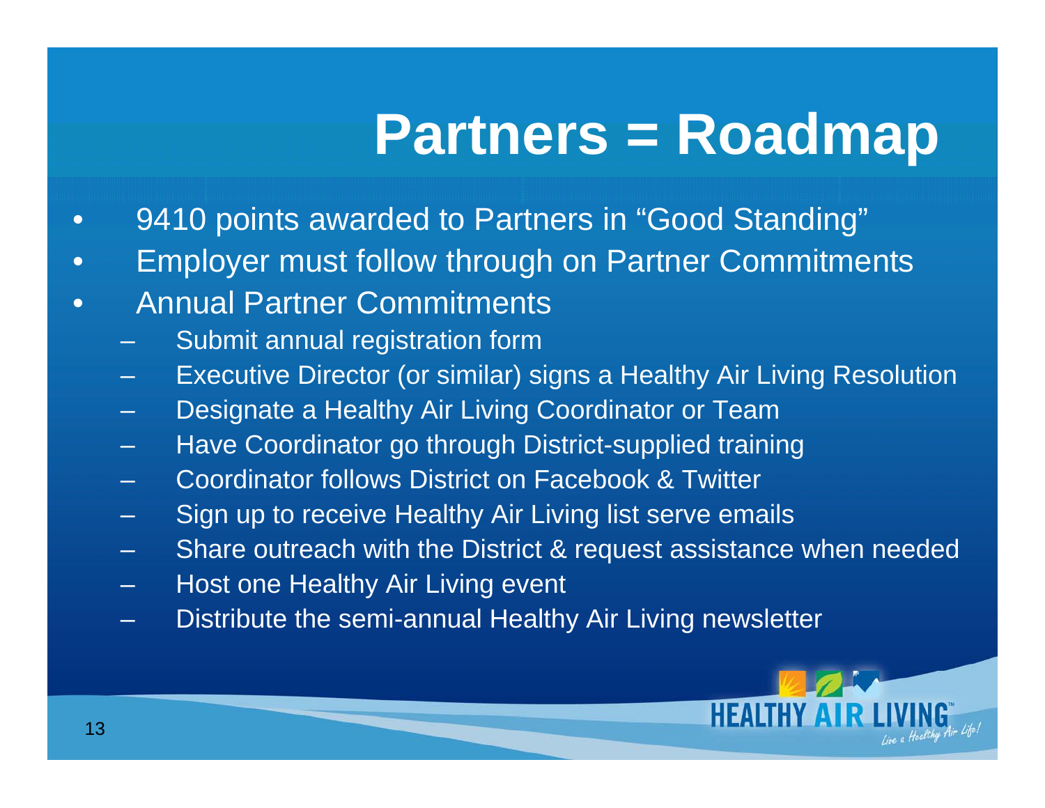# Partners = Roadmap

- 9410 points awarded to Partners in "Good Standing"
- Employer must follow through on Partner Commitments
- Annual Partner Commitments
  - Submit annual registration form
  - Executive Director (or similar) signs a Healthy Air Living Resolution
  - Designate a Healthy Air Living Coordinator or Team
  - Have Coordinator go through District-supplied training
  - Coordinator follows District on Facebook & Twitter
  - Sign up to receive Healthy Air Living list serve emails
  - Share outreach with the District & request assistance when needed
  - Host one Healthy Air Living event
  - Distribute the semi-annual Healthy Air Living newsletter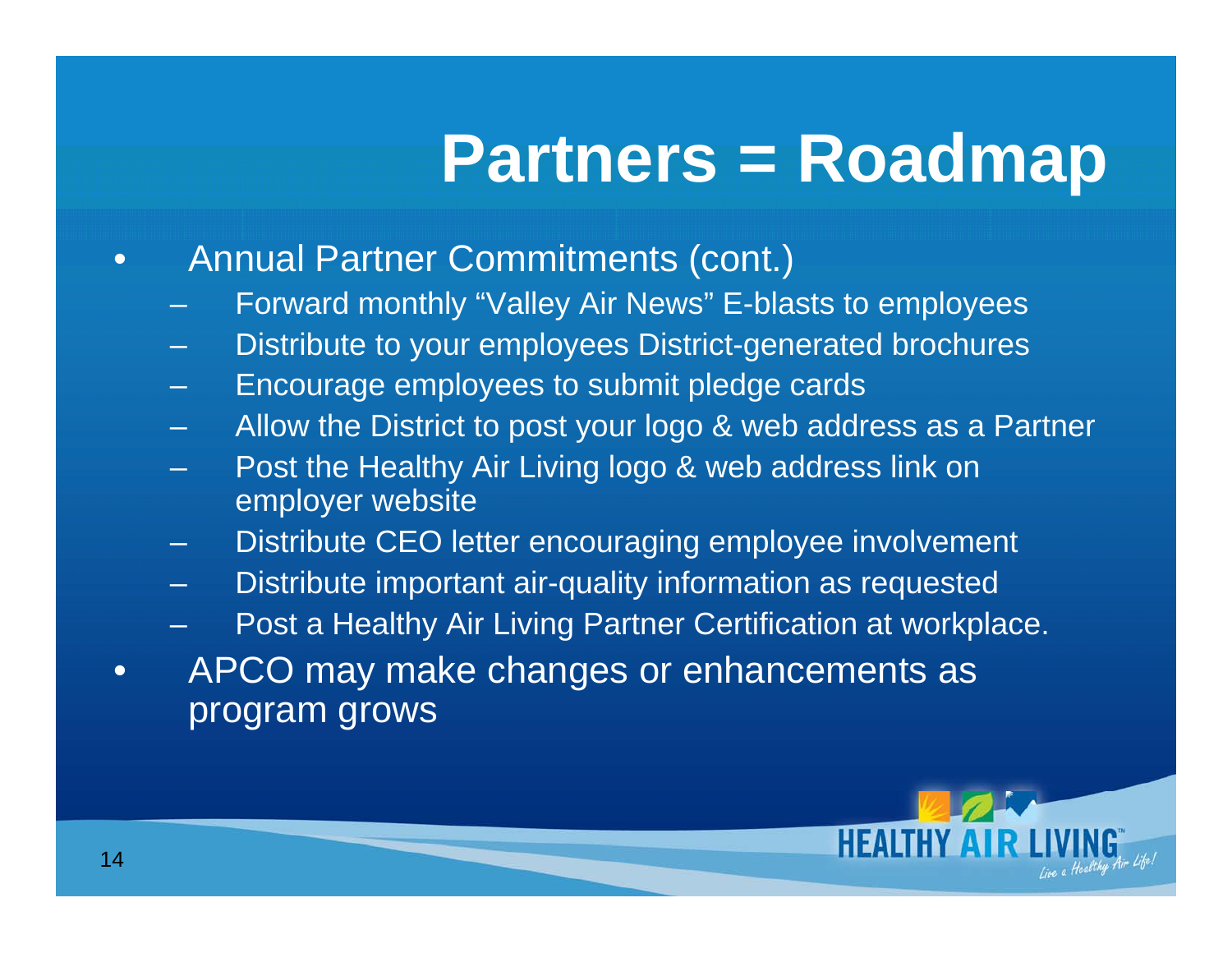# Partners = Roadmap

- Annual Partner Commitments (cont.)
  - Forward monthly "Valley Air News" E-blasts to employees
  - Distribute to your employees District-generated brochures
  - Encourage employees to submit pledge cards
  - Allow the District to post your logo & web address as a Partner
  - Post the Healthy Air Living logo & web address link on employer website
  - Distribute CEO letter encouraging employee involvement
  - Distribute important air-quality information as requested
  - Post a Healthy Air Living Partner Certification at workplace.
- APCO may make changes or enhancements as program grows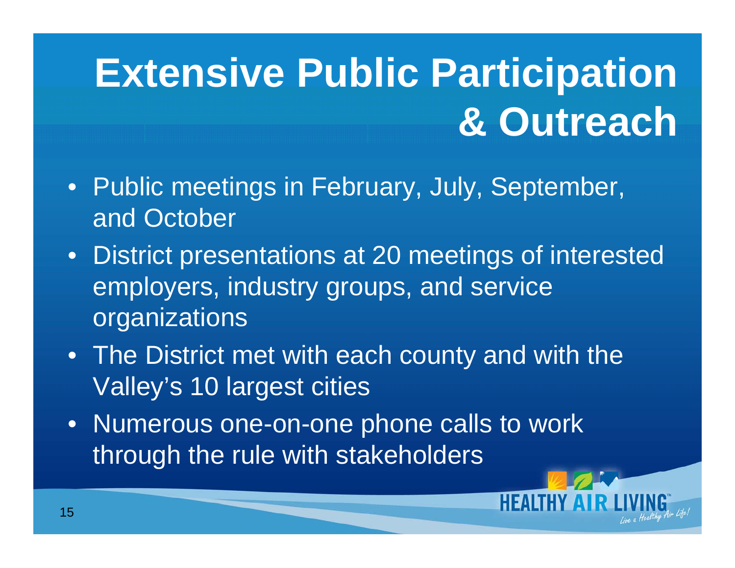# Extensive Public Participation & Outreach

- Public meetings in February, July, September, and October
- District presentations at 20 meetings of interested employers, industry groups, and service organizations
- The District met with each county and with the Valley's 10 largest cities
- Numerous one-on-one phone calls to work through the rule with stakeholders

HEALTHY AIR LIVING™
*Live a Healthy Air Life!*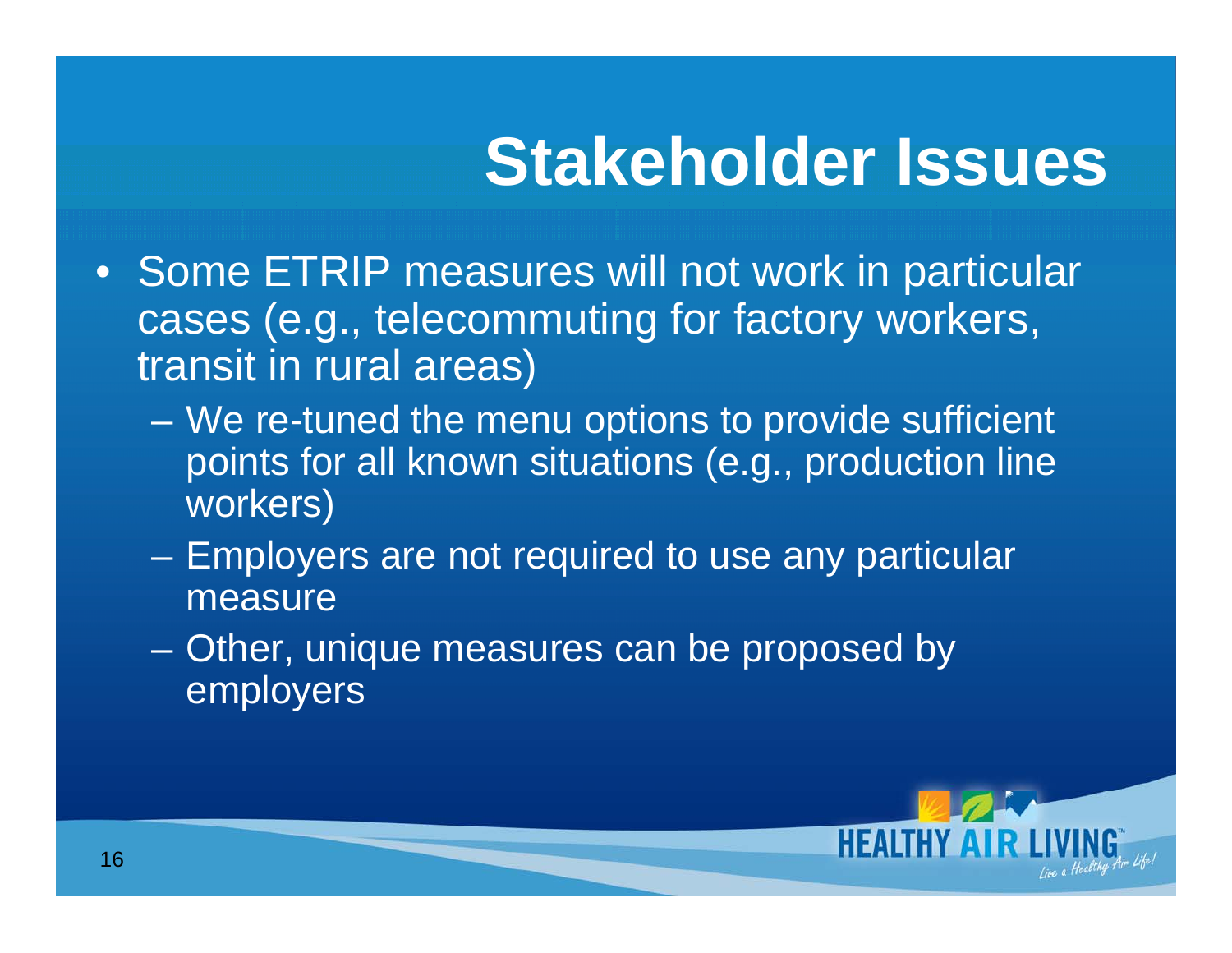# Stakeholder Issues

- Some ETRIP measures will not work in particular cases (e.g., telecommuting for factory workers, transit in rural areas)
  - We re-tuned the menu options to provide sufficient points for all known situations (e.g., production line workers)
  - Employers are not required to use any particular measure
  - Other, unique measures can be proposed by employers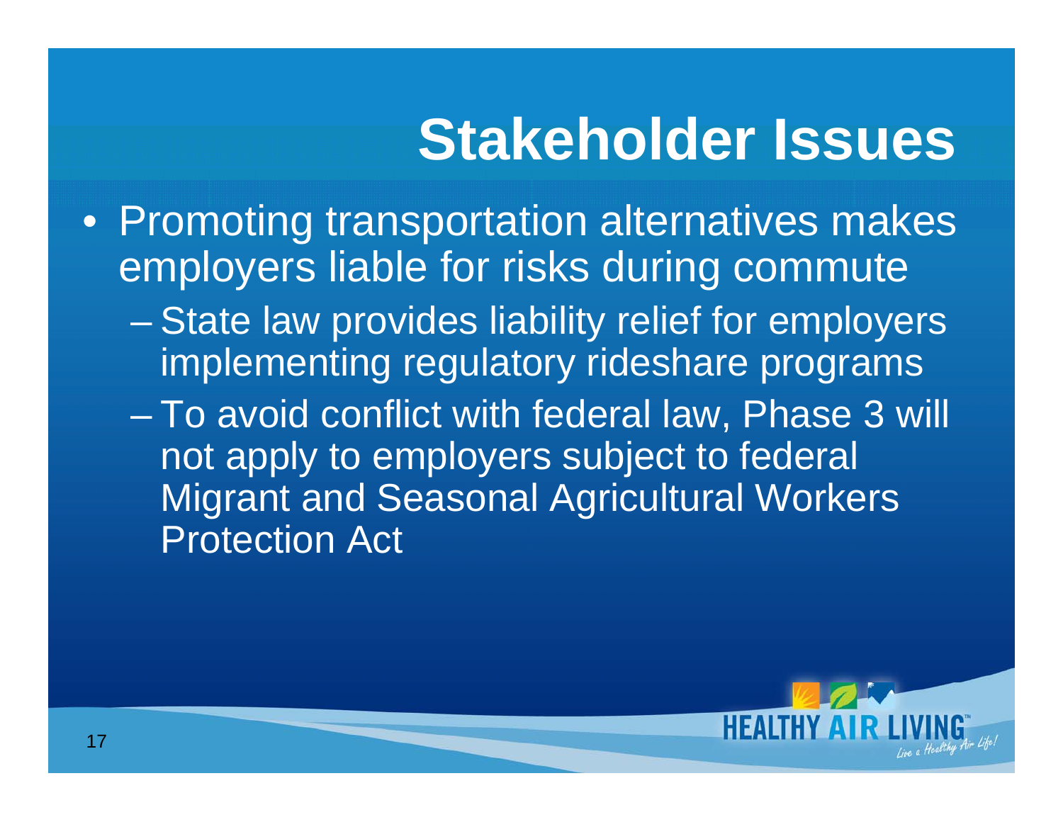# Stakeholder Issues

- Promoting transportation alternatives makes employers liable for risks during commute
  - State law provides liability relief for employers implementing regulatory rideshare programs
  - To avoid conflict with federal law, Phase 3 will not apply to employers subject to federal Migrant and Seasonal Agricultural Workers Protection Act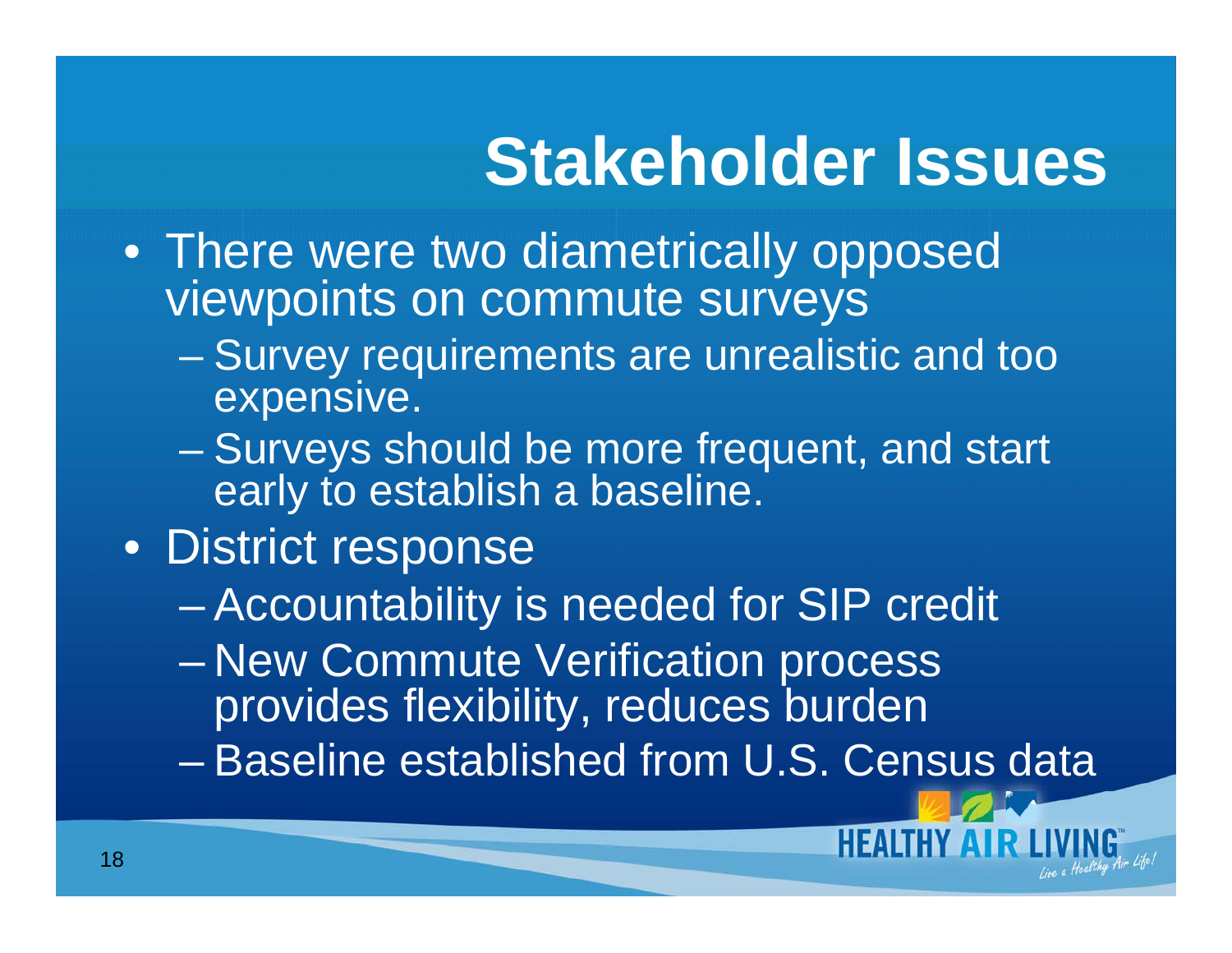# Stakeholder Issues

- There were two diametrically opposed viewpoints on commute surveys
  - Survey requirements are unrealistic and too expensive.
  - Surveys should be more frequent, and start early to establish a baseline.
- District response
  - Accountability is needed for SIP credit
  - New Commute Verification process provides flexibility, reduces burden
  - Baseline established from U.S. Census data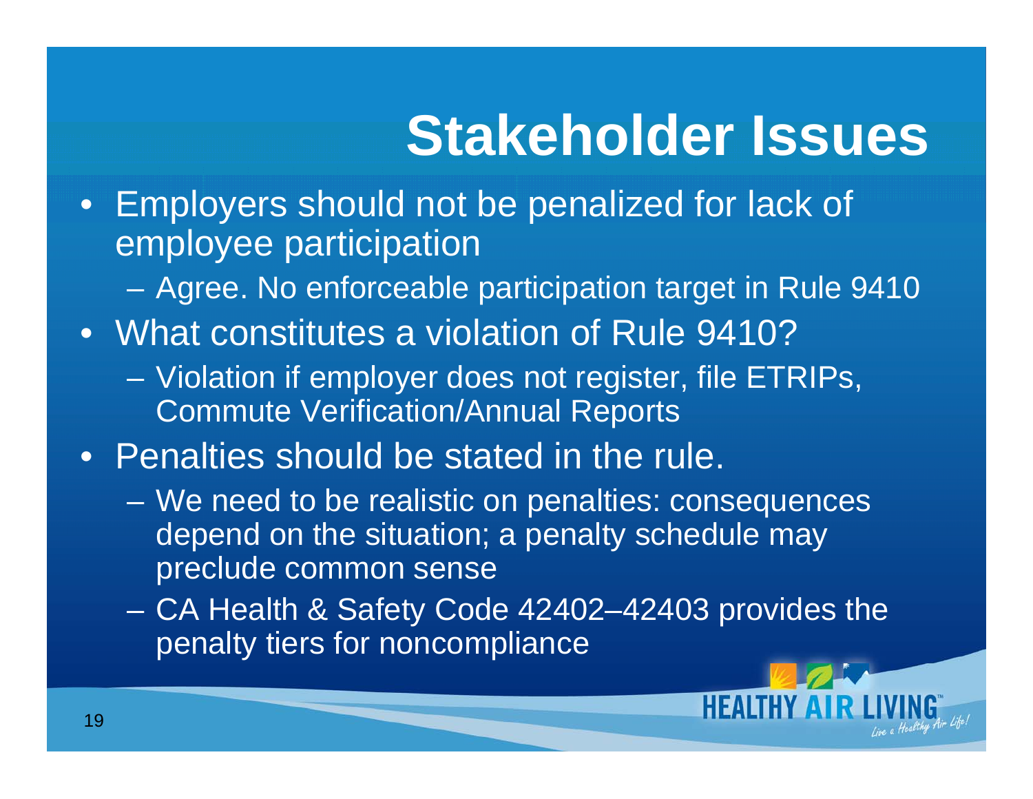# Stakeholder Issues

- Employers should not be penalized for lack of employee participation
  - Agree. No enforceable participation target in Rule 9410
- What constitutes a violation of Rule 9410?
  - Violation if employer does not register, file ETRIPs, Commute Verification/Annual Reports
- Penalties should be stated in the rule.
  - We need to be realistic on penalties: consequences depend on the situation; a penalty schedule may preclude common sense
  - CA Health & Safety Code 42402–42403 provides the penalty tiers for noncompliance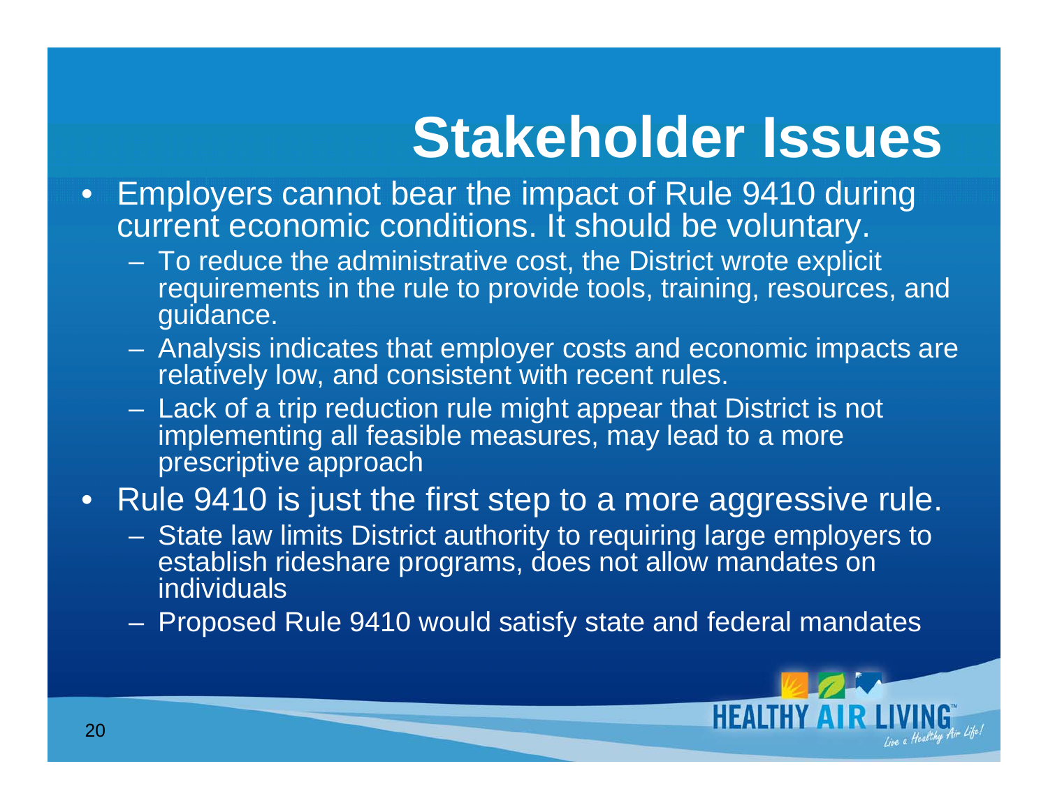# Stakeholder Issues

- Employers cannot bear the impact of Rule 9410 during current economic conditions. It should be voluntary.
  - To reduce the administrative cost, the District wrote explicit requirements in the rule to provide tools, training, resources, and guidance.
  - Analysis indicates that employer costs and economic impacts are relatively low, and consistent with recent rules.
  - Lack of a trip reduction rule might appear that District is not implementing all feasible measures, may lead to a more prescriptive approach
- Rule 9410 is just the first step to a more aggressive rule.
  - State law limits District authority to requiring large employers to establish rideshare programs, does not allow mandates on individuals
  - Proposed Rule 9410 would satisfy state and federal mandates

HEALTHY AIR LIVING™ *Live a Healthy Air Life!*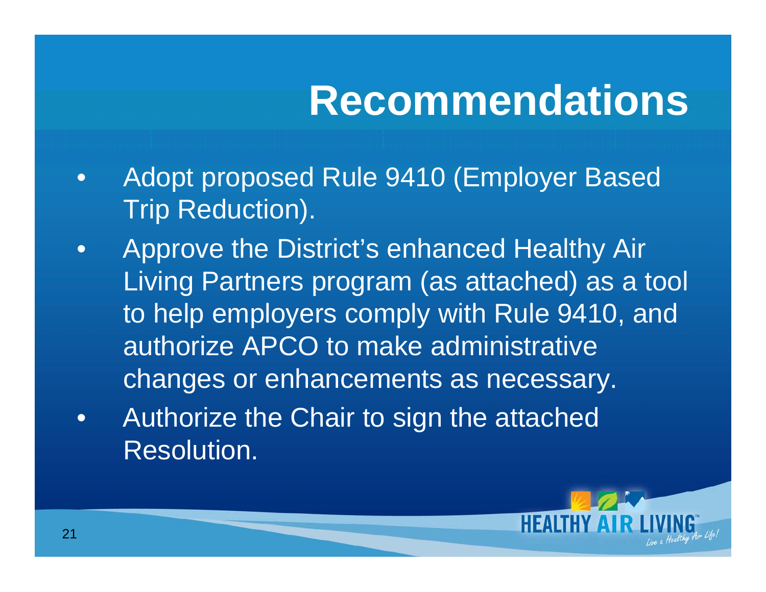# Recommendations

- Adopt proposed Rule 9410 (Employer Based Trip Reduction).
- Approve the District's enhanced Healthy Air Living Partners program (as attached) as a tool to help employers comply with Rule 9410, and authorize APCO to make administrative changes or enhancements as necessary.
- Authorize the Chair to sign the attached Resolution.

HEALTHY AIR LIVING™ Live a Healthy Air Life!